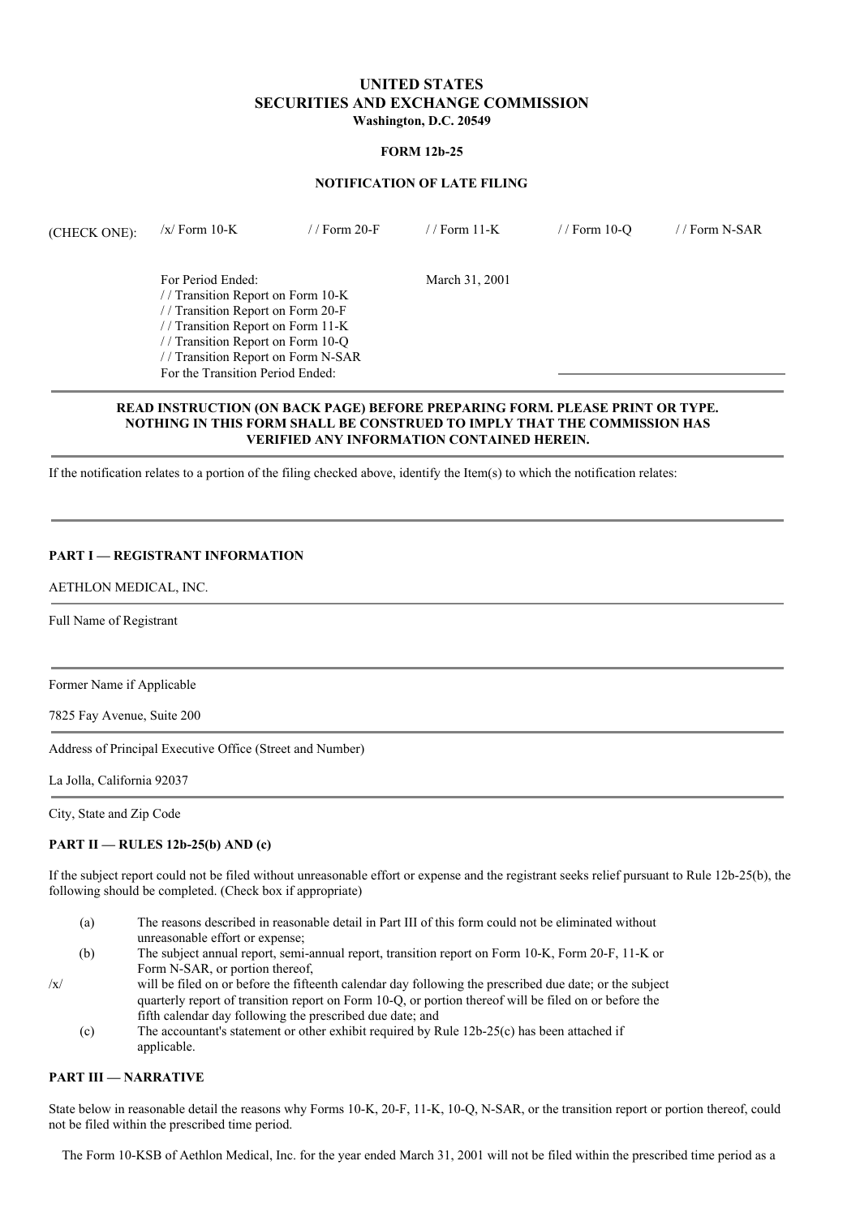# UNITED STATES
# SECURITIES AND EXCHANGE COMMISSION
**Washington, D.C. 20549**

**FORM 12b-25**

**NOTIFICATION OF LATE FILING**

| (CHECK ONE): | /x/ Form 10-K | / / Form 20-F | / / Form 11-K | / / Form 10-Q | / / Form N-SAR |
|---|---|---|---|---|---|

For Period Ended: March 31, 2001
/ / Transition Report on Form 10-K
/ / Transition Report on Form 20-F
/ / Transition Report on Form 11-K
/ / Transition Report on Form 10-Q
/ / Transition Report on Form N-SAR
For the Transition Period Ended:

---

**READ INSTRUCTION (ON BACK PAGE) BEFORE PREPARING FORM. PLEASE PRINT OR TYPE. NOTHING IN THIS FORM SHALL BE CONSTRUED TO IMPLY THAT THE COMMISSION HAS VERIFIED ANY INFORMATION CONTAINED HEREIN.**

---

If the notification relates to a portion of the filing checked above, identify the Item(s) to which the notification relates:

---

**PART I — REGISTRANT INFORMATION**

AETHLON MEDICAL, INC.

Full Name of Registrant

Former Name if Applicable

7825 Fay Avenue, Suite 200

Address of Principal Executive Office (Street and Number)

La Jolla, California 92037

City, State and Zip Code

**PART II — RULES 12b-25(b) AND (c)**

If the subject report could not be filed without unreasonable effort or expense and the registrant seeks relief pursuant to Rule 12b-25(b), the following should be completed. (Check box if appropriate)

|  |  |  |
|---|---|---|
|  | (a) | The reasons described in reasonable detail in Part III of this form could not be eliminated without unreasonable effort or expense; |
| /x/ | (b) | The subject annual report, semi-annual report, transition report on Form 10-K, Form 20-F, 11-K or Form N-SAR, or portion thereof, will be filed on or before the fifteenth calendar day following the prescribed due date; or the subject quarterly report of transition report on Form 10-Q, or portion thereof will be filed on or before the fifth calendar day following the prescribed due date; and |
|  | (c) | The accountant's statement or other exhibit required by Rule 12b-25(c) has been attached if applicable. |

**PART III — NARRATIVE**

State below in reasonable detail the reasons why Forms 10-K, 20-F, 11-K, 10-Q, N-SAR, or the transition report or portion thereof, could not be filed within the prescribed time period.

The Form 10-KSB of Aethlon Medical, Inc. for the year ended March 31, 2001 will not be filed within the prescribed time period as a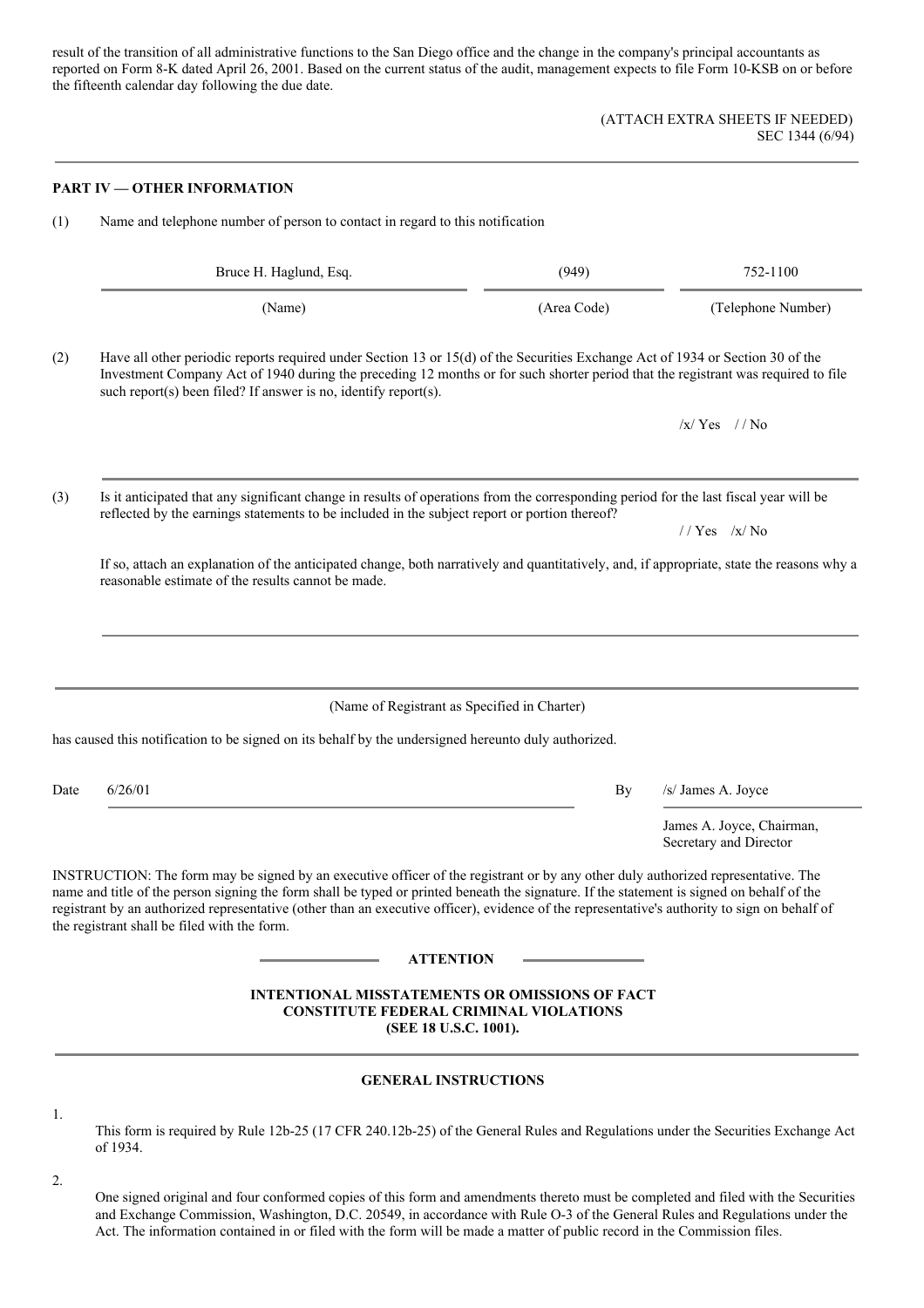result of the transition of all administrative functions to the San Diego office and the change in the company's principal accountants as reported on Form 8-K dated April 26, 2001. Based on the current status of the audit, management expects to file Form 10-KSB on or before the fifteenth calendar day following the due date.

(ATTACH EXTRA SHEETS IF NEEDED)
SEC 1344 (6/94)

**PART IV — OTHER INFORMATION**

(1) Name and telephone number of person to contact in regard to this notification

| Bruce H. Haglund, Esq. | (949) | 752-1100 |
|---|---|---|
| (Name) | (Area Code) | (Telephone Number) |

(2) Have all other periodic reports required under Section 13 or 15(d) of the Securities Exchange Act of 1934 or Section 30 of the Investment Company Act of 1940 during the preceding 12 months or for such shorter period that the registrant was required to file such report(s) been filed? If answer is no, identify report(s).

/x/ Yes / / No

(3) Is it anticipated that any significant change in results of operations from the corresponding period for the last fiscal year will be reflected by the earnings statements to be included in the subject report or portion thereof?

/ / Yes /x/ No

If so, attach an explanation of the anticipated change, both narratively and quantitatively, and, if appropriate, state the reasons why a reasonable estimate of the results cannot be made.

(Name of Registrant as Specified in Charter)

has caused this notification to be signed on its behalf by the undersigned hereunto duly authorized.

Date 6/26/01 By /s/ James A. Joyce

James A. Joyce, Chairman, Secretary and Director

INSTRUCTION: The form may be signed by an executive officer of the registrant or by any other duly authorized representative. The name and title of the person signing the form shall be typed or printed beneath the signature. If the statement is signed on behalf of the registrant by an authorized representative (other than an executive officer), evidence of the representative's authority to sign on behalf of the registrant shall be filed with the form.

**ATTENTION**

**INTENTIONAL MISSTATEMENTS OR OMISSIONS OF FACT CONSTITUTE FEDERAL CRIMINAL VIOLATIONS (SEE 18 U.S.C. 1001).**

**GENERAL INSTRUCTIONS**

1. This form is required by Rule 12b-25 (17 CFR 240.12b-25) of the General Rules and Regulations under the Securities Exchange Act of 1934.

2. One signed original and four conformed copies of this form and amendments thereto must be completed and filed with the Securities and Exchange Commission, Washington, D.C. 20549, in accordance with Rule O-3 of the General Rules and Regulations under the Act. The information contained in or filed with the form will be made a matter of public record in the Commission files.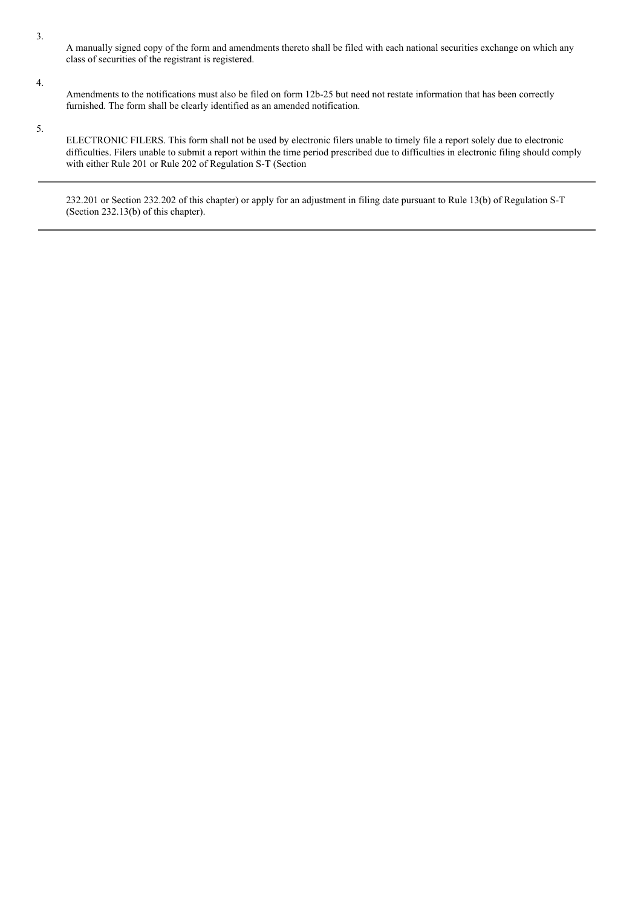3. A manually signed copy of the form and amendments thereto shall be filed with each national securities exchange on which any class of securities of the registrant is registered.

4. Amendments to the notifications must also be filed on form 12b-25 but need not restate information that has been correctly furnished. The form shall be clearly identified as an amended notification.

5. ELECTRONIC FILERS. This form shall not be used by electronic filers unable to timely file a report solely due to electronic difficulties. Filers unable to submit a report within the time period prescribed due to difficulties in electronic filing should comply with either Rule 201 or Rule 202 of Regulation S-T (Section

---

232.201 or Section 232.202 of this chapter) or apply for an adjustment in filing date pursuant to Rule 13(b) of Regulation S-T (Section 232.13(b) of this chapter).

---